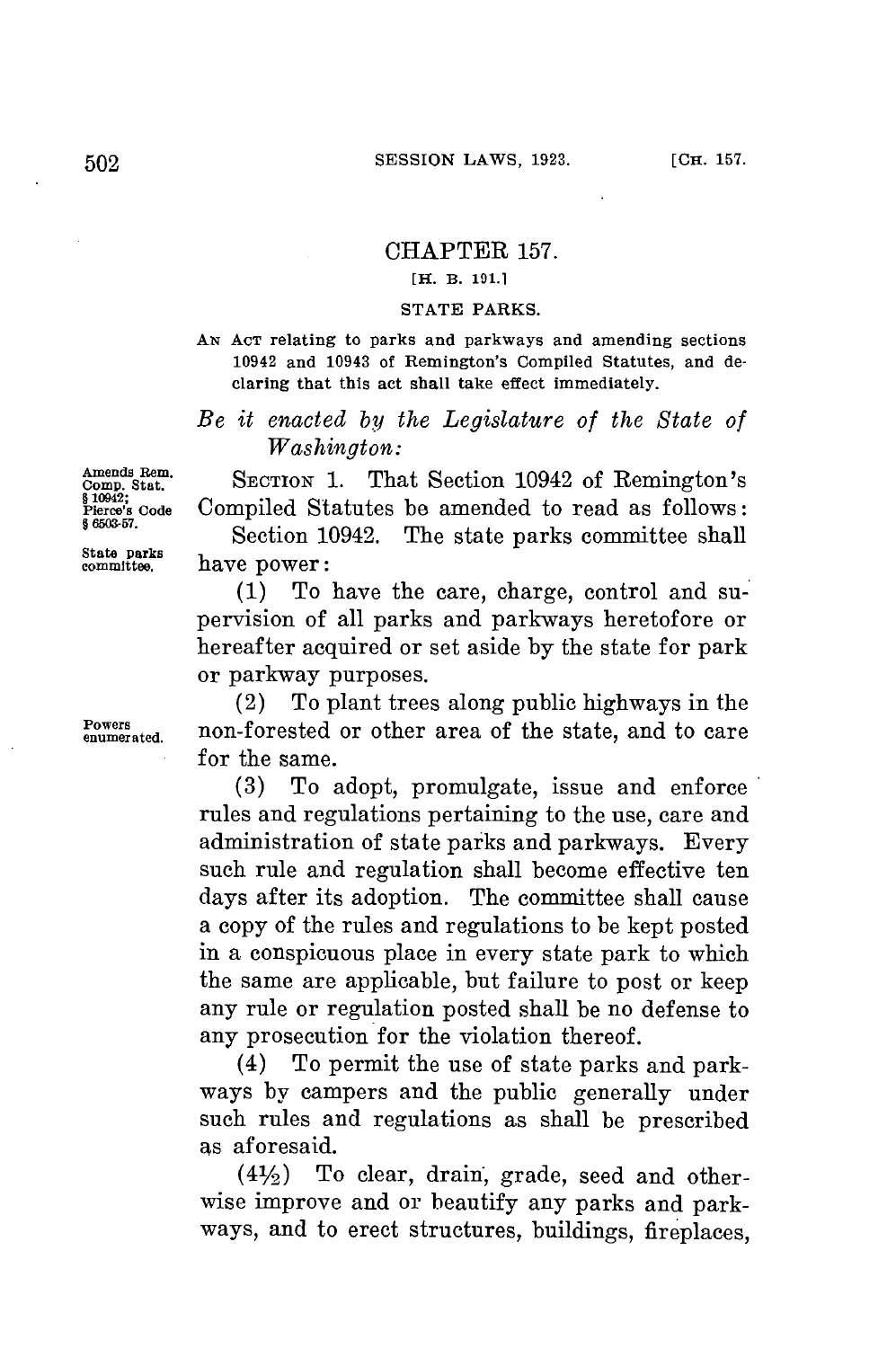# CHAPTER 157.

[H. B. 191.]

## STATE PARKS.

AN ACT relating to parks and parkways and amending sections 10942 and 10943 of Remington's Compiled Statutes, and declaring that this act shall take effect immediately.

*Be it enacted by the Legislature of the State of Washington:*

Amends Rem. Comp. Stat. § 10942; Pierce's Code § 6503-57.

SECTION 1. That Section 10942 of Remington's Compiled Statutes be amended to read as follows:

State parks committee.

Section 10942. The state parks committee shall have power:

(1) To have the care, charge, control and supervision of all parks and parkways heretofore or hereafter acquired or set aside by the state for park or parkway purposes.

Powers enumerated.

(2) To plant trees along public highways in the non-forested or other area of the state, and to care for the same.

(3) To adopt, promulgate, issue and enforce rules and regulations pertaining to the use, care and administration of state parks and parkways. Every such rule and regulation shall become effective ten days after its adoption. The committee shall cause a copy of the rules and regulations to be kept posted in a conspicuous place in every state park to which the same are applicable, but failure to post or keep any rule or regulation posted shall be no defense to any prosecution for the violation thereof.

(4) To permit the use of state parks and parkways by campers and the public generally under such rules and regulations as shall be prescribed as aforesaid.

(4½) To clear, drain, grade, seed and otherwise improve and or beautify any parks and parkways, and to erect structures, buildings, fireplaces,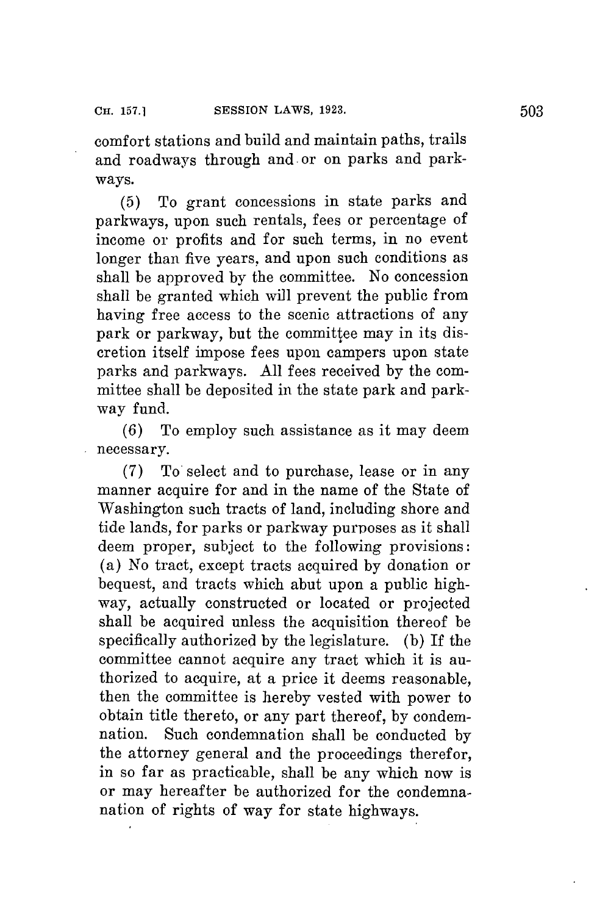comfort stations and build and maintain paths, trails and roadways through and or on parks and parkways.

(5) To grant concessions in state parks and parkways, upon such rentals, fees or percentage of income or profits and for such terms, in no event longer than five years, and upon such conditions as shall be approved by the committee. No concession shall be granted which will prevent the public from having free access to the scenic attractions of any park or parkway, but the committee may in its discretion itself impose fees upon campers upon state parks and parkways. All fees received by the committee shall be deposited in the state park and parkway fund.

(6) To employ such assistance as it may deem necessary.

(7) To select and to purchase, lease or in any manner acquire for and in the name of the State of Washington such tracts of land, including shore and tide lands, for parks or parkway purposes as it shall deem proper, subject to the following provisions: (a) No tract, except tracts acquired by donation or bequest, and tracts which abut upon a public highway, actually constructed or located or projected shall be acquired unless the acquisition thereof be specifically authorized by the legislature. (b) If the committee cannot acquire any tract which it is authorized to acquire, at a price it deems reasonable, then the committee is hereby vested with power to obtain title thereto, or any part thereof, by condemnation. Such condemnation shall be conducted by the attorney general and the proceedings therefor, in so far as practicable, shall be any which now is or may hereafter be authorized for the condemnanation of rights of way for state highways.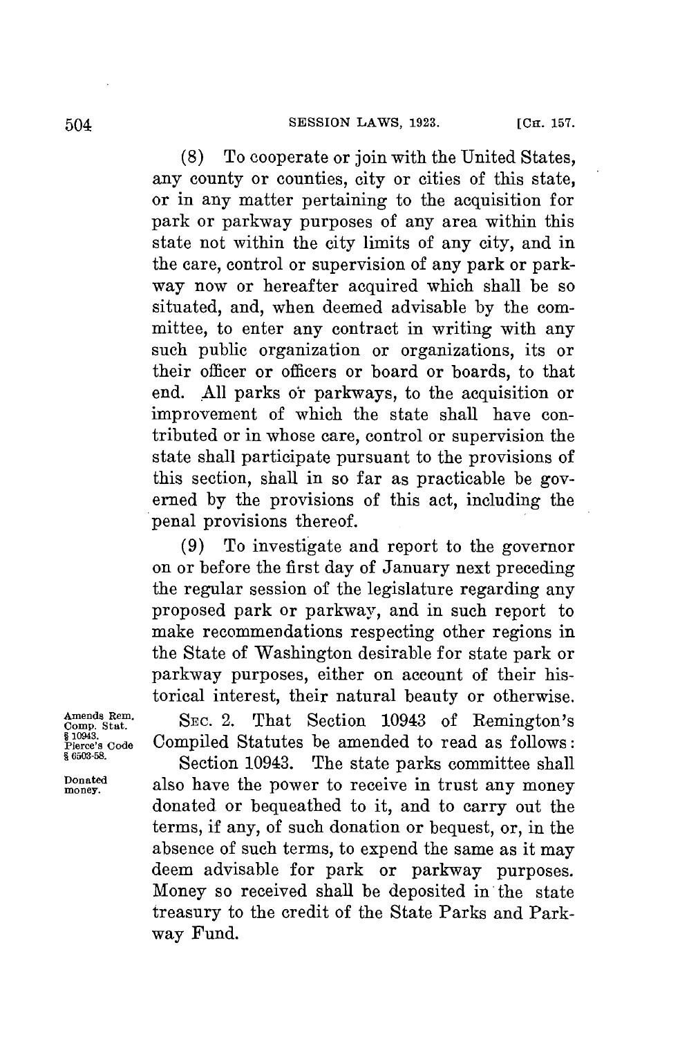(8) To cooperate or join with the United States, any county or counties, city or cities of this state, or in any matter pertaining to the acquisition for park or parkway purposes of any area within this state not within the city limits of any city, and in the care, control or supervision of any park or parkway now or hereafter acquired which shall be so situated, and, when deemed advisable by the committee, to enter any contract in writing with any such public organization or organizations, its or their officer or officers or board or boards, to that end. All parks or parkways, to the acquisition or improvement of which the state shall have contributed or in whose care, control or supervision the state shall participate pursuant to the provisions of this section, shall in so far as practicable be governed by the provisions of this act, including the penal provisions thereof.

(9) To investigate and report to the governor on or before the first day of January next preceding the regular session of the legislature regarding any proposed park or parkway, and in such report to make recommendations respecting other regions in the State of Washington desirable for state park or parkway purposes, either on account of their historical interest, their natural beauty or otherwise.

Amends Rem. Comp. Stat. § 10943. Pierce's Code § 6503-58.

SEC. 2. That Section 10943 of Remington's Compiled Statutes be amended to read as follows:

Donated money.

Section 10943. The state parks committee shall also have the power to receive in trust any money donated or bequeathed to it, and to carry out the terms, if any, of such donation or bequest, or, in the absence of such terms, to expend the same as it may deem advisable for park or parkway purposes. Money so received shall be deposited in the state treasury to the credit of the State Parks and Parkway Fund.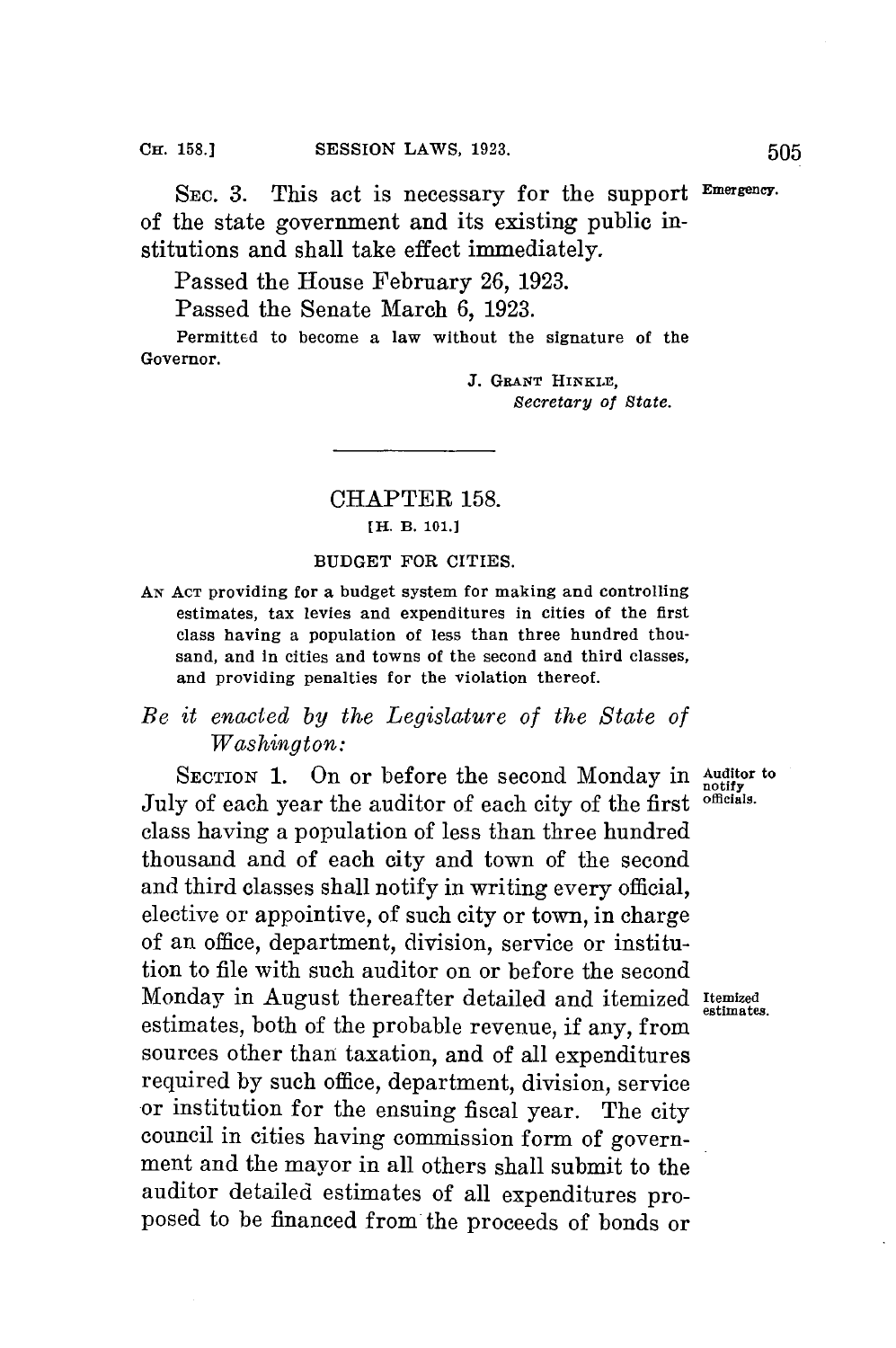SEC. 3. This act is necessary for the support of the state government and its existing public institutions and shall take effect immediately. **Emergency.**

Passed the House February 26, 1923.

Passed the Senate March 6, 1923.

Permitted to become a law without the signature of the Governor.

J. GRANT HINKLE,
*Secretary of State.*

---

## CHAPTER 158.

[H. B. 101.]

### BUDGET FOR CITIES.

AN ACT providing for a budget system for making and controlling estimates, tax levies and expenditures in cities of the first class having a population of less than three hundred thousand, and in cities and towns of the second and third classes, and providing penalties for the violation thereof.

*Be it enacted by the Legislature of the State of Washington:*

SECTION 1. On or before the second Monday in July of each year the auditor of each city of the first class having a population of less than three hundred thousand and of each city and town of the second and third classes shall notify in writing every official, elective or appointive, of such city or town, in charge of an office, department, division, service or institution to file with such auditor on or before the second Monday in August thereafter detailed and itemized estimates, both of the probable revenue, if any, from sources other than taxation, and of all expenditures required by such office, department, division, service or institution for the ensuing fiscal year. The city council in cities having commission form of government and the mayor in all others shall submit to the auditor detailed estimates of all expenditures proposed to be financed from the proceeds of bonds or **Auditor to notify officials.** **Itemized estimates.**